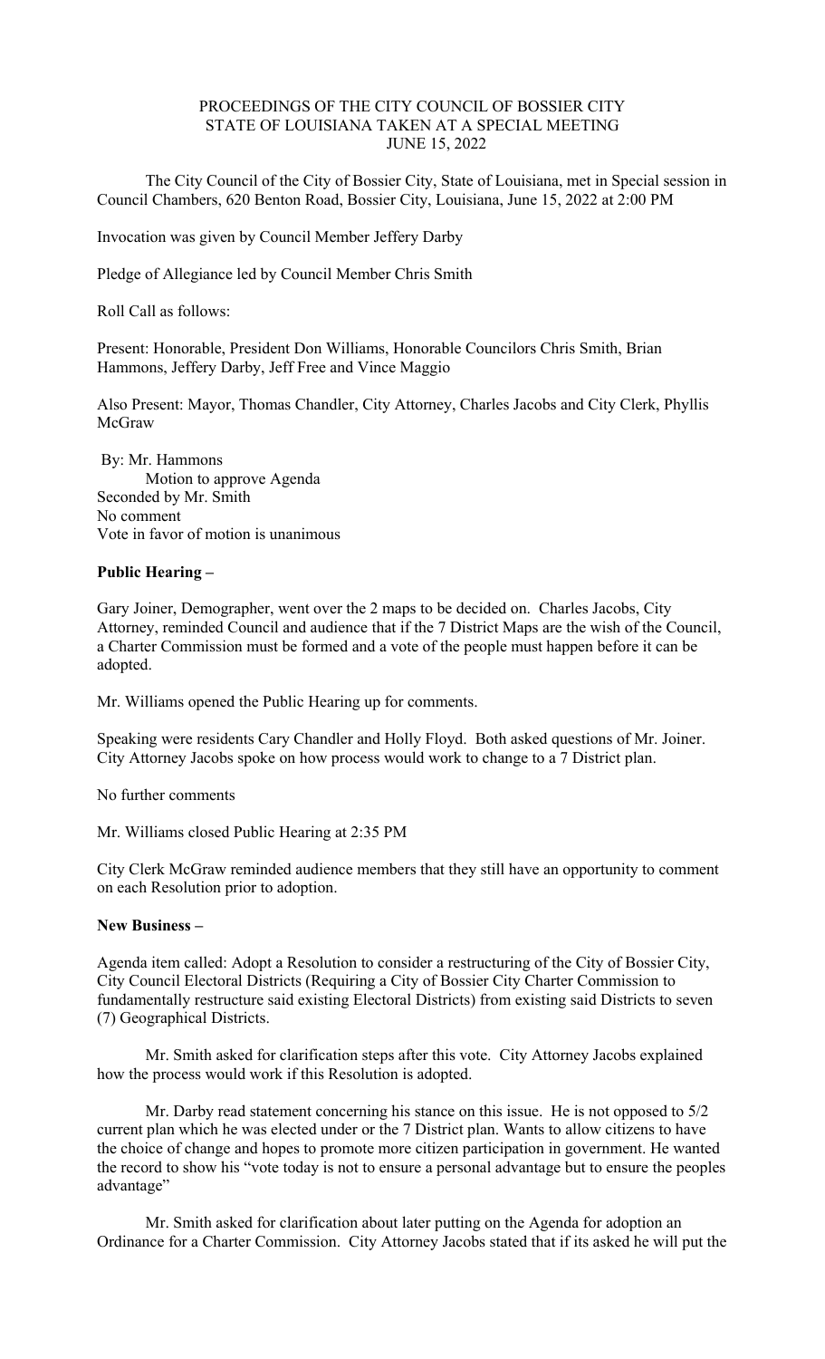PROCEEDINGS OF THE CITY COUNCIL OF BOSSIER CITY
STATE OF LOUISIANA TAKEN AT A SPECIAL MEETING
JUNE 15, 2022

The City Council of the City of Bossier City, State of Louisiana, met in Special session in Council Chambers, 620 Benton Road, Bossier City, Louisiana, June 15, 2022 at 2:00 PM

Invocation was given by Council Member Jeffery Darby

Pledge of Allegiance led by Council Member Chris Smith

Roll Call as follows:

Present: Honorable, President Don Williams, Honorable Councilors Chris Smith, Brian Hammons, Jeffery Darby, Jeff Free and Vince Maggio

Also Present: Mayor, Thomas Chandler, City Attorney, Charles Jacobs and City Clerk, Phyllis McGraw

By: Mr. Hammons
Motion to approve Agenda
Seconded by Mr. Smith
No comment
Vote in favor of motion is unanimous

**Public Hearing –**

Gary Joiner, Demographer, went over the 2 maps to be decided on. Charles Jacobs, City Attorney, reminded Council and audience that if the 7 District Maps are the wish of the Council, a Charter Commission must be formed and a vote of the people must happen before it can be adopted.

Mr. Williams opened the Public Hearing up for comments.

Speaking were residents Cary Chandler and Holly Floyd. Both asked questions of Mr. Joiner. City Attorney Jacobs spoke on how process would work to change to a 7 District plan.

No further comments

Mr. Williams closed Public Hearing at 2:35 PM

City Clerk McGraw reminded audience members that they still have an opportunity to comment on each Resolution prior to adoption.

**New Business –**

Agenda item called: Adopt a Resolution to consider a restructuring of the City of Bossier City, City Council Electoral Districts (Requiring a City of Bossier City Charter Commission to fundamentally restructure said existing Electoral Districts) from existing said Districts to seven (7) Geographical Districts.

Mr. Smith asked for clarification steps after this vote. City Attorney Jacobs explained how the process would work if this Resolution is adopted.

Mr. Darby read statement concerning his stance on this issue. He is not opposed to 5/2 current plan which he was elected under or the 7 District plan. Wants to allow citizens to have the choice of change and hopes to promote more citizen participation in government. He wanted the record to show his "vote today is not to ensure a personal advantage but to ensure the peoples advantage"

Mr. Smith asked for clarification about later putting on the Agenda for adoption an Ordinance for a Charter Commission. City Attorney Jacobs stated that if its asked he will put the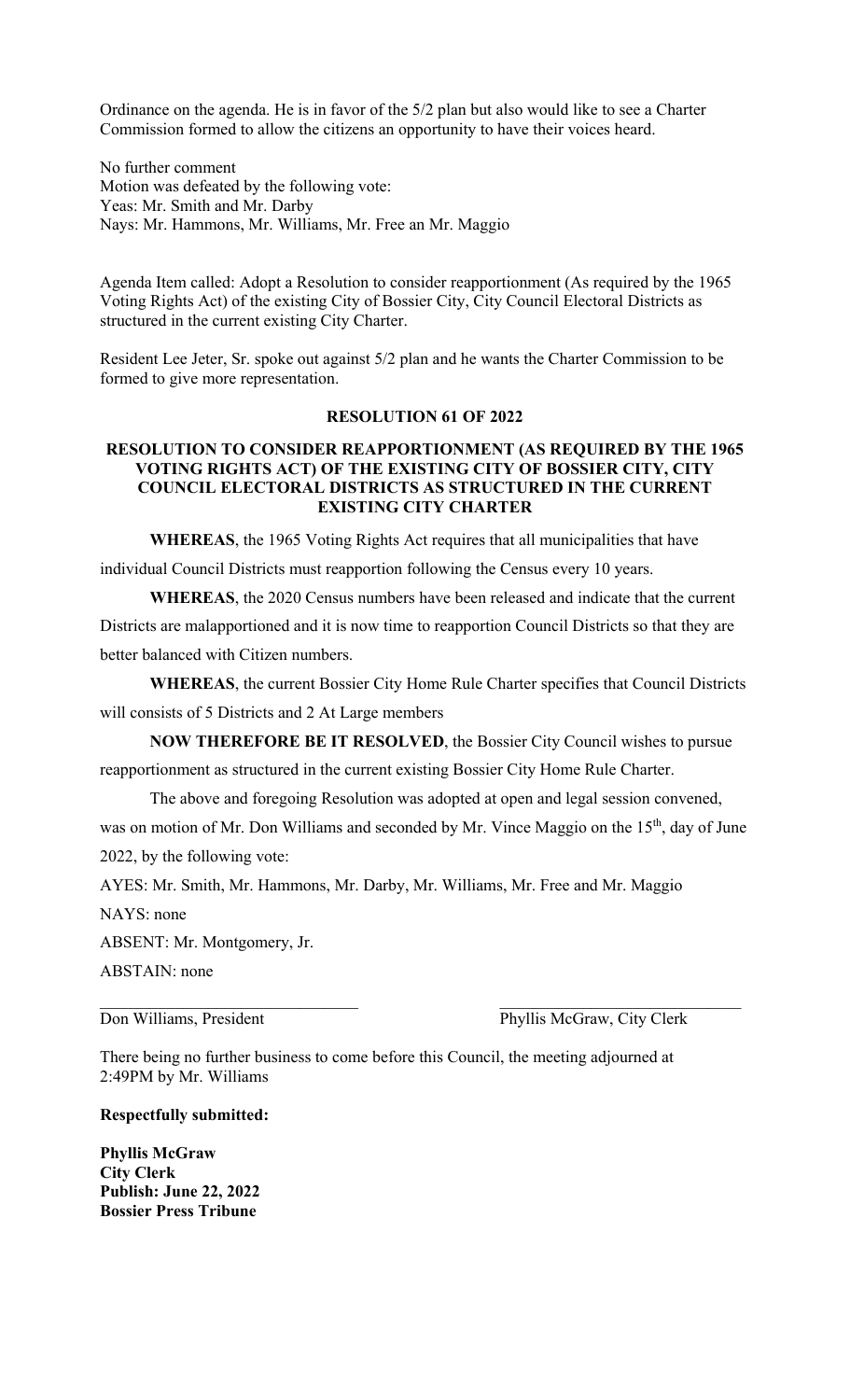Ordinance on the agenda. He is in favor of the 5/2 plan but also would like to see a Charter Commission formed to allow the citizens an opportunity to have their voices heard.

No further comment
Motion was defeated by the following vote:
Yeas: Mr. Smith and Mr. Darby
Nays: Mr. Hammons, Mr. Williams, Mr. Free an Mr. Maggio

Agenda Item called: Adopt a Resolution to consider reapportionment (As required by the 1965 Voting Rights Act) of the existing City of Bossier City, City Council Electoral Districts as structured in the current existing City Charter.

Resident Lee Jeter, Sr. spoke out against 5/2 plan and he wants the Charter Commission to be formed to give more representation.

**RESOLUTION 61 OF 2022**

**RESOLUTION TO CONSIDER REAPPORTIONMENT (AS REQUIRED BY THE 1965 VOTING RIGHTS ACT) OF THE EXISTING CITY OF BOSSIER CITY, CITY COUNCIL ELECTORAL DISTRICTS AS STRUCTURED IN THE CURRENT EXISTING CITY CHARTER**

**WHEREAS**, the 1965 Voting Rights Act requires that all municipalities that have individual Council Districts must reapportion following the Census every 10 years.

**WHEREAS**, the 2020 Census numbers have been released and indicate that the current Districts are malapportioned and it is now time to reapportion Council Districts so that they are better balanced with Citizen numbers.

**WHEREAS**, the current Bossier City Home Rule Charter specifies that Council Districts will consists of 5 Districts and 2 At Large members

**NOW THEREFORE BE IT RESOLVED**, the Bossier City Council wishes to pursue reapportionment as structured in the current existing Bossier City Home Rule Charter.

The above and foregoing Resolution was adopted at open and legal session convened, was on motion of Mr. Don Williams and seconded by Mr. Vince Maggio on the 15th, day of June 2022, by the following vote:

AYES: Mr. Smith, Mr. Hammons, Mr. Darby, Mr. Williams, Mr. Free and Mr. Maggio

NAYS: none

ABSENT: Mr. Montgomery, Jr.

ABSTAIN: none

Don Williams, President    Phyllis McGraw, City Clerk

There being no further business to come before this Council, the meeting adjourned at 2:49PM by Mr. Williams

**Respectfully submitted:**

**Phyllis McGraw**
**City Clerk**
**Publish: June 22, 2022**
**Bossier Press Tribune**